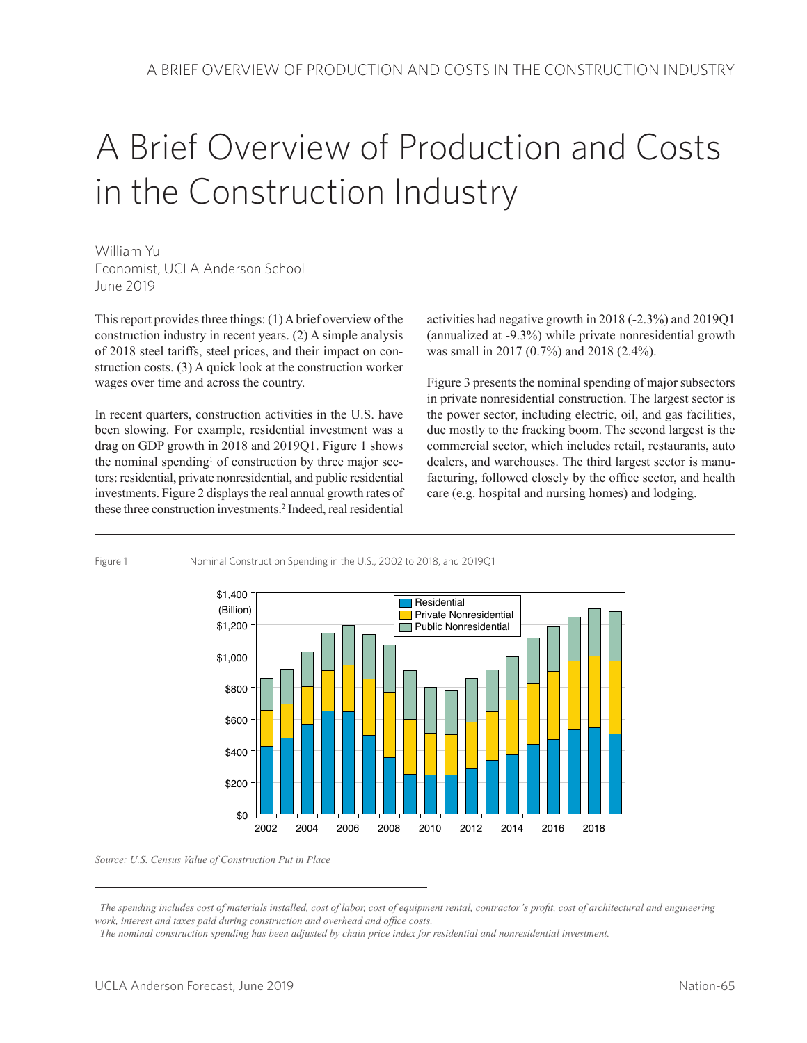# A Brief Overview of Production and Costs in the Construction Industry

William Yu
Economist, UCLA Anderson School
June 2019

This report provides three things: (1) A brief overview of the construction industry in recent years. (2) A simple analysis of 2018 steel tariffs, steel prices, and their impact on construction costs. (3) A quick look at the construction worker wages over time and across the country.

In recent quarters, construction activities in the U.S. have been slowing. For example, residential investment was a drag on GDP growth in 2018 and 2019Q1. Figure 1 shows the nominal spending[1] of construction by three major sectors: residential, private nonresidential, and public residential investments. Figure 2 displays the real annual growth rates of these three construction investments.[2] Indeed, real residential activities had negative growth in 2018 (-2.3%) and 2019Q1 (annualized at -9.3%) while private nonresidential growth was small in 2017 (0.7%) and 2018 (2.4%).

Figure 3 presents the nominal spending of major subsectors in private nonresidential construction. The largest sector is the power sector, including electric, oil, and gas facilities, due mostly to the fracking boom. The second largest is the commercial sector, which includes retail, restaurants, auto dealers, and warehouses. The third largest sector is manufacturing, followed closely by the office sector, and health care (e.g. hospital and nursing homes) and lodging.

Figure 1 Nominal Construction Spending in the U.S., 2002 to 2018, and 2019Q1

*Source: U.S. Census Value of Construction Put in Place*

[1] *The spending includes cost of materials installed, cost of labor, cost of equipment rental, contractor's profit, cost of architectural and engineering work, interest and taxes paid during construction and overhead and office costs.*

[2] *The nominal construction spending has been adjusted by chain price index for residential and nonresidential investment.*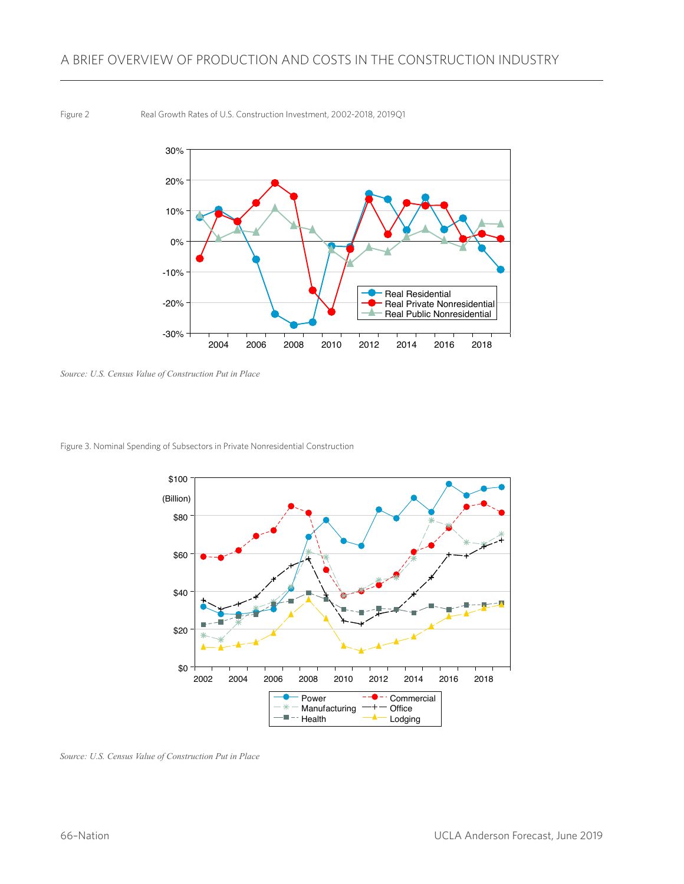Figure 2 Real Growth Rates of U.S. Construction Investment, 2002-2018, 2019Q1

*Source: U.S. Census Value of Construction Put in Place*

Figure 3. Nominal Spending of Subsectors in Private Nonresidential Construction

*Source: U.S. Census Value of Construction Put in Place*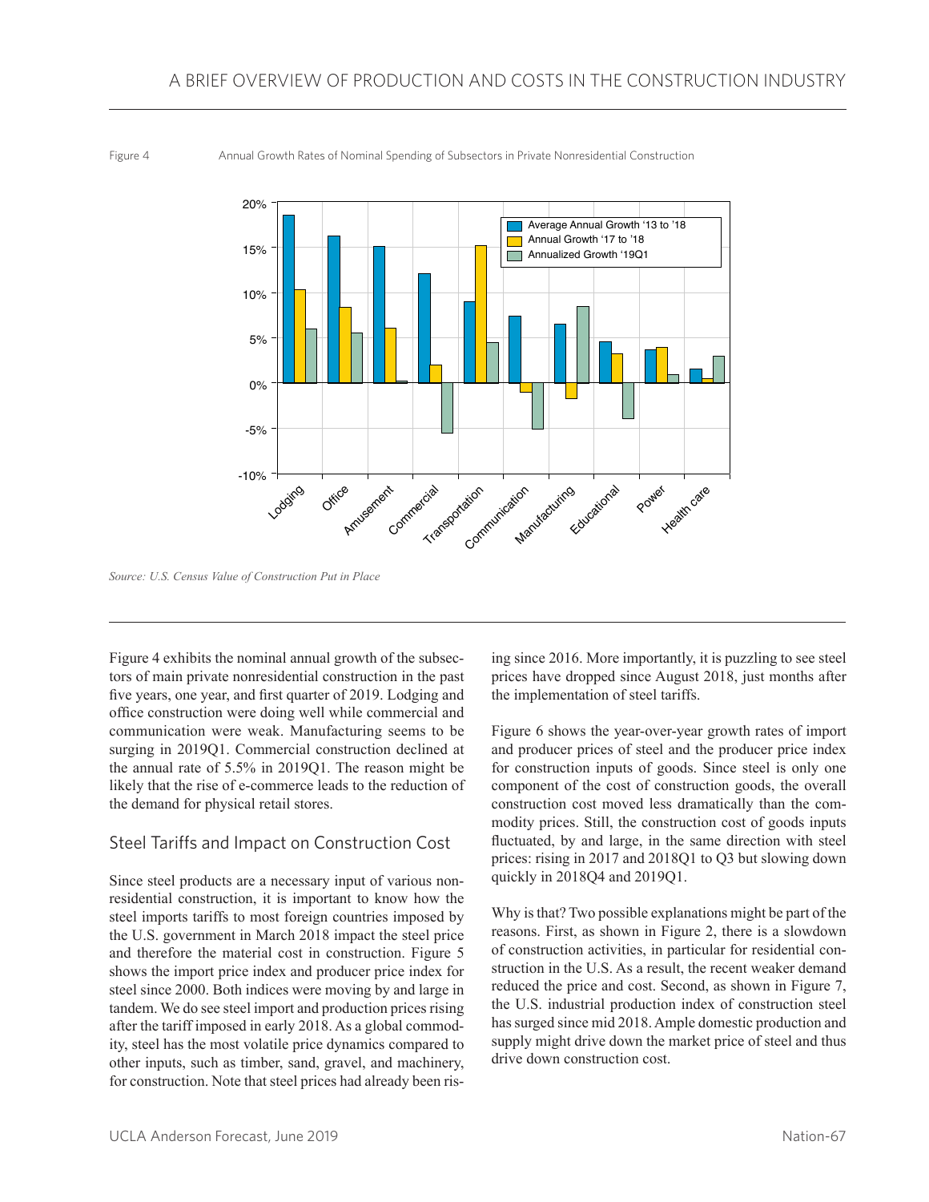Figure 4 Annual Growth Rates of Nominal Spending of Subsectors in Private Nonresidential Construction

*Source: U.S. Census Value of Construction Put in Place*

Figure 4 exhibits the nominal annual growth of the subsectors of main private nonresidential construction in the past five years, one year, and first quarter of 2019. Lodging and office construction were doing well while commercial and communication were weak. Manufacturing seems to be surging in 2019Q1. Commercial construction declined at the annual rate of 5.5% in 2019Q1. The reason might be likely that the rise of e-commerce leads to the reduction of the demand for physical retail stores.

## Steel Tariffs and Impact on Construction Cost

Since steel products are a necessary input of various nonresidential construction, it is important to know how the steel imports tariffs to most foreign countries imposed by the U.S. government in March 2018 impact the steel price and therefore the material cost in construction. Figure 5 shows the import price index and producer price index for steel since 2000. Both indices were moving by and large in tandem. We do see steel import and production prices rising after the tariff imposed in early 2018. As a global commodity, steel has the most volatile price dynamics compared to other inputs, such as timber, sand, gravel, and machinery, for construction. Note that steel prices had already been rising since 2016. More importantly, it is puzzling to see steel prices have dropped since August 2018, just months after the implementation of steel tariffs.

Figure 6 shows the year-over-year growth rates of import and producer prices of steel and the producer price index for construction inputs of goods. Since steel is only one component of the cost of construction goods, the overall construction cost moved less dramatically than the commodity prices. Still, the construction cost of goods inputs fluctuated, by and large, in the same direction with steel prices: rising in 2017 and 2018Q1 to Q3 but slowing down quickly in 2018Q4 and 2019Q1.

Why is that? Two possible explanations might be part of the reasons. First, as shown in Figure 2, there is a slowdown of construction activities, in particular for residential construction in the U.S. As a result, the recent weaker demand reduced the price and cost. Second, as shown in Figure 7, the U.S. industrial production index of construction steel has surged since mid 2018. Ample domestic production and supply might drive down the market price of steel and thus drive down construction cost.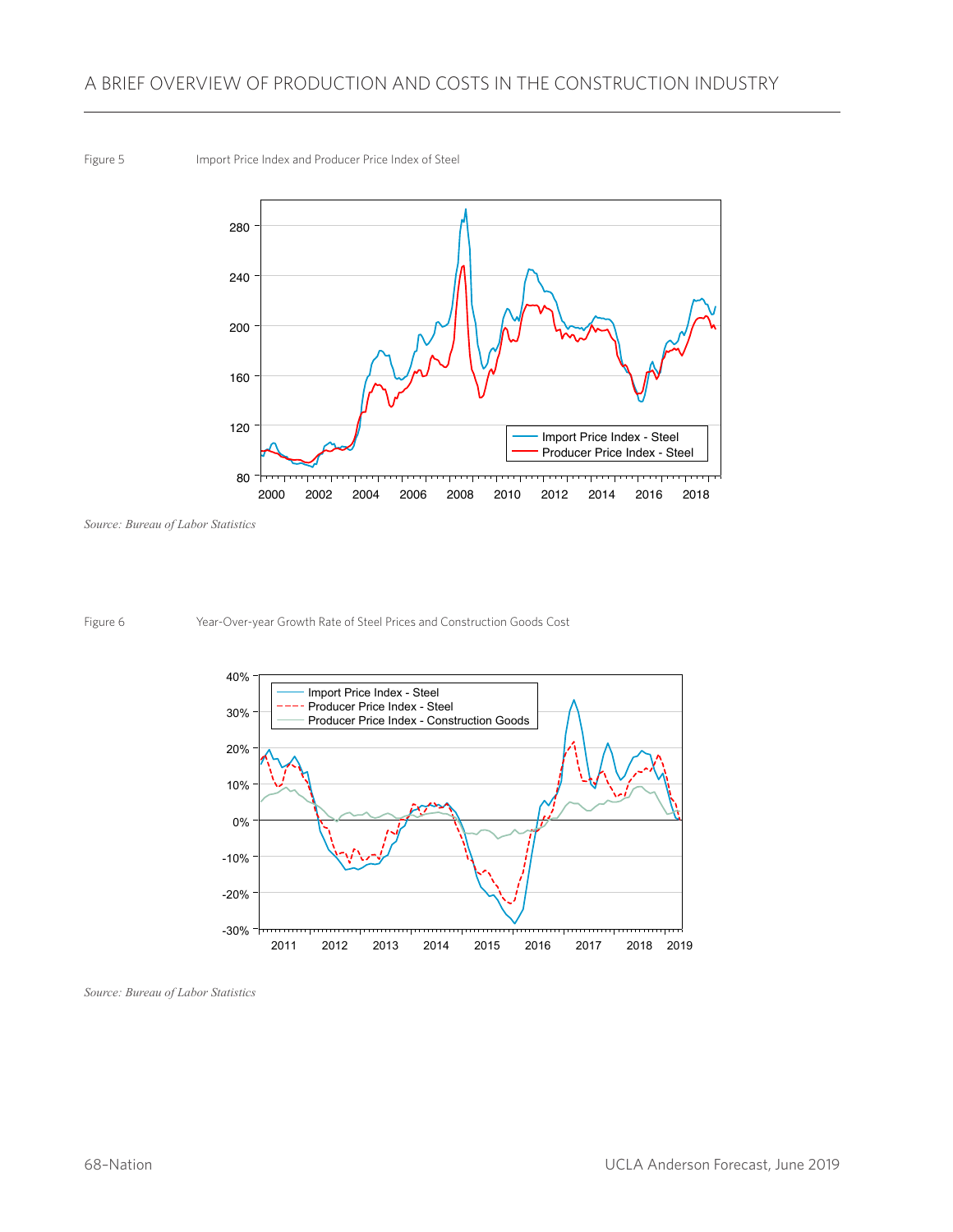Figure 5 Import Price Index and Producer Price Index of Steel

Source: Bureau of Labor Statistics

Figure 6 Year-Over-year Growth Rate of Steel Prices and Construction Goods Cost

Source: Bureau of Labor Statistics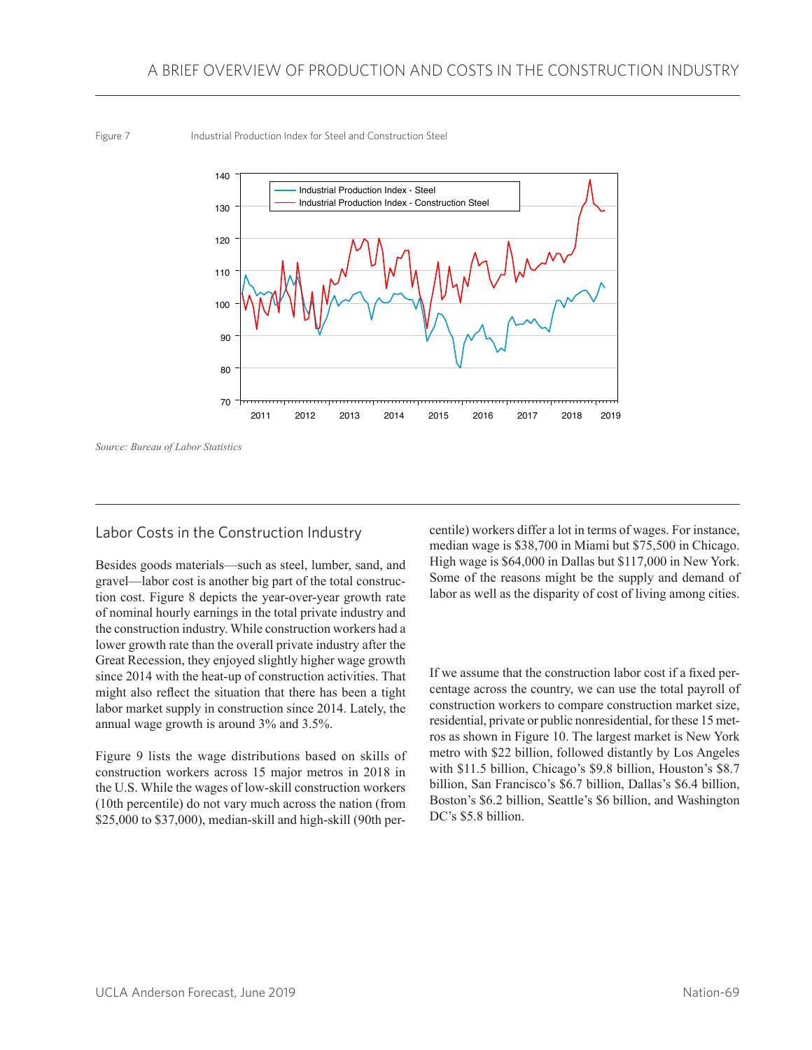Figure 7 Industrial Production Index for Steel and Construction Steel

*Source: Bureau of Labor Statistics*

## Labor Costs in the Construction Industry

Besides goods materials—such as steel, lumber, sand, and gravel—labor cost is another big part of the total construction cost. Figure 8 depicts the year-over-year growth rate of nominal hourly earnings in the total private industry and the construction industry. While construction workers had a lower growth rate than the overall private industry after the Great Recession, they enjoyed slightly higher wage growth since 2014 with the heat-up of construction activities. That might also reflect the situation that there has been a tight labor market supply in construction since 2014. Lately, the annual wage growth is around 3% and 3.5%.

Figure 9 lists the wage distributions based on skills of construction workers across 15 major metros in 2018 in the U.S. While the wages of low-skill construction workers (10th percentile) do not vary much across the nation (from $25,000 to $37,000), median-skill and high-skill (90th percentile) workers differ a lot in terms of wages. For instance, median wage is $38,700 in Miami but $75,500 in Chicago. High wage is $64,000 in Dallas but $117,000 in New York. Some of the reasons might be the supply and demand of labor as well as the disparity of cost of living among cities.

If we assume that the construction labor cost if a fixed percentage across the country, we can use the total payroll of construction workers to compare construction market size, residential, private or public nonresidential, for these 15 metros as shown in Figure 10. The largest market is New York metro with $22 billion, followed distantly by Los Angeles with $11.5 billion, Chicago's $9.8 billion, Houston's $8.7 billion, San Francisco's $6.7 billion, Dallas's $6.4 billion, Boston's $6.2 billion, Seattle's $6 billion, and Washington DC's $5.8 billion.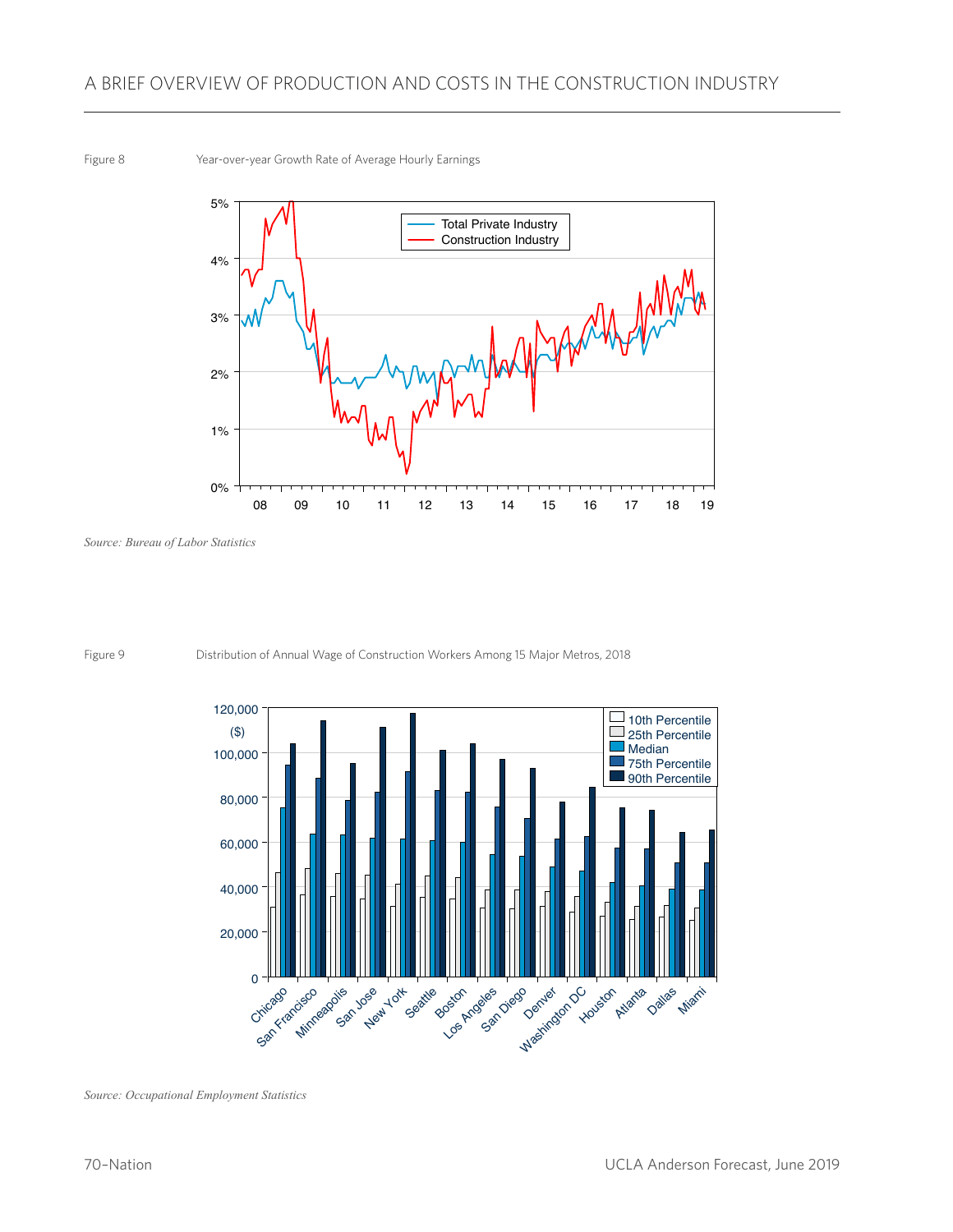Figure 8 Year-over-year Growth Rate of Average Hourly Earnings

*Source: Bureau of Labor Statistics*

Figure 9 Distribution of Annual Wage of Construction Workers Among 15 Major Metros, 2018

*Source: Occupational Employment Statistics*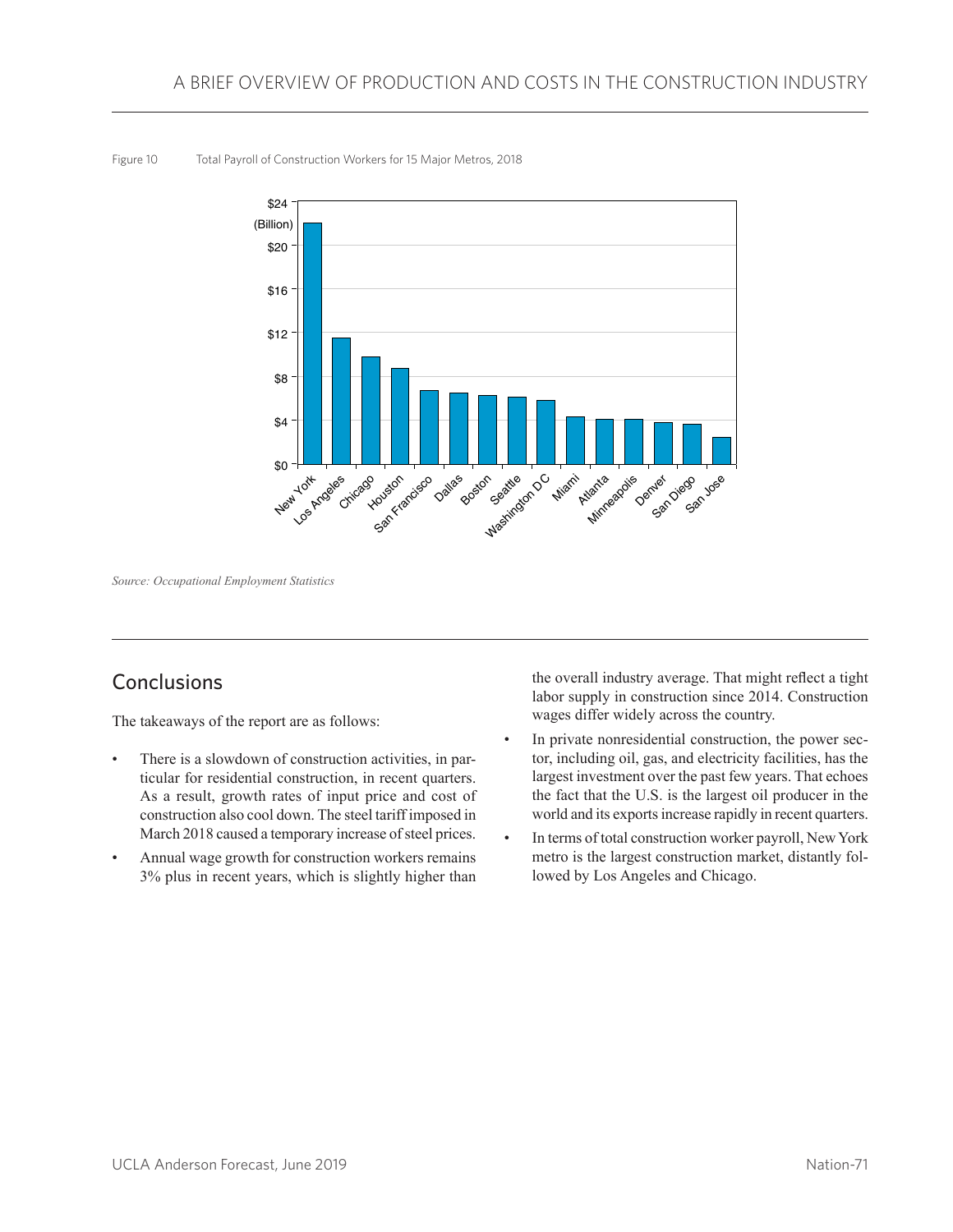Figure 10 Total Payroll of Construction Workers for 15 Major Metros, 2018

(Billion)

$24
$20
$16
$12
$8
$4
$0

New York
Los Angeles
Chicago
Houston
San Francisco
Dallas
Boston
Seattle
Washington DC
Miami
Atlanta
Minneapolis
Denver
San Diego
San Jose

*Source: Occupational Employment Statistics*

## Conclusions

The takeaways of the report are as follows:

- There is a slowdown of construction activities, in particular for residential construction, in recent quarters. As a result, growth rates of input price and cost of construction also cool down. The steel tariff imposed in March 2018 caused a temporary increase of steel prices.
- Annual wage growth for construction workers remains 3% plus in recent years, which is slightly higher than the overall industry average. That might reflect a tight labor supply in construction since 2014. Construction wages differ widely across the country.
- In private nonresidential construction, the power sector, including oil, gas, and electricity facilities, has the largest investment over the past few years. That echoes the fact that the U.S. is the largest oil producer in the world and its exports increase rapidly in recent quarters.
- In terms of total construction worker payroll, New York metro is the largest construction market, distantly followed by Los Angeles and Chicago.